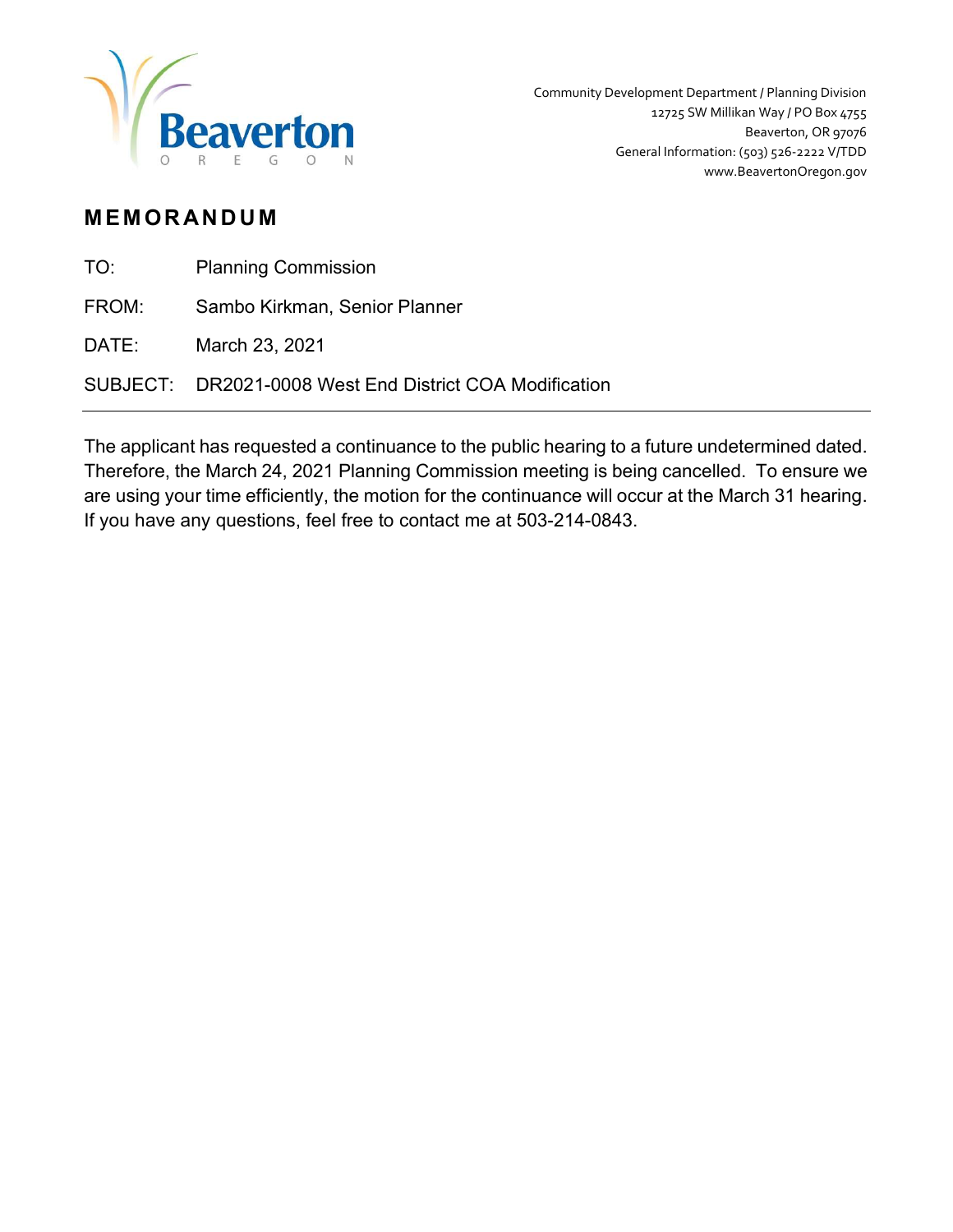Beaverton
OREGON

Community Development Department / Planning Division
12725 SW Millikan Way / PO Box 4755
Beaverton, OR 97076
General Information: (503) 526-2222 V/TDD
www.BeavertonOregon.gov

# MEMORANDUM

TO: Planning Commission

FROM: Sambo Kirkman, Senior Planner

DATE: March 23, 2021

SUBJECT: DR2021-0008 West End District COA Modification

---

The applicant has requested a continuance to the public hearing to a future undetermined dated. Therefore, the March 24, 2021 Planning Commission meeting is being cancelled. To ensure we are using your time efficiently, the motion for the continuance will occur at the March 31 hearing. If you have any questions, feel free to contact me at 503-214-0843.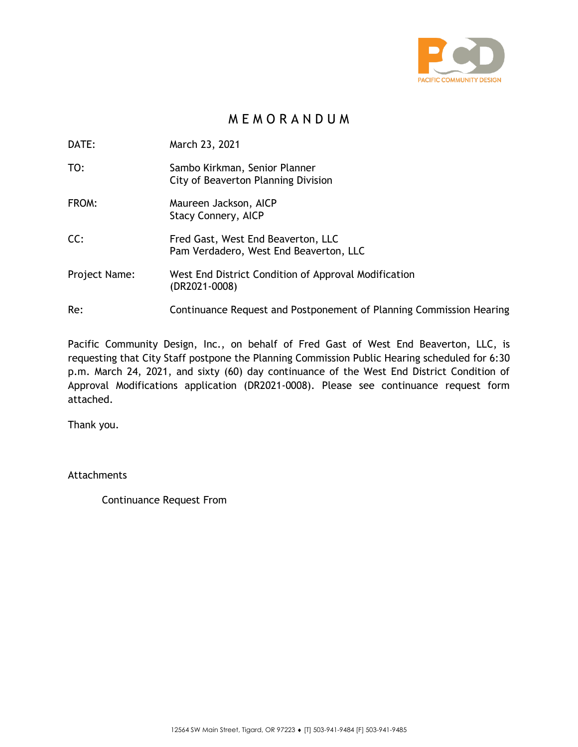PACIFIC COMMUNITY DESIGN

# MEMORANDUM

| | |
|---|---|
| DATE: | March 23, 2021 |
| TO: | Sambo Kirkman, Senior Planner<br>City of Beaverton Planning Division |
| FROM: | Maureen Jackson, AICP<br>Stacy Connery, AICP |
| CC: | Fred Gast, West End Beaverton, LLC<br>Pam Verdadero, West End Beaverton, LLC |
| Project Name: | West End District Condition of Approval Modification (DR2021-0008) |
| Re: | Continuance Request and Postponement of Planning Commission Hearing |

Pacific Community Design, Inc., on behalf of Fred Gast of West End Beaverton, LLC, is requesting that City Staff postpone the Planning Commission Public Hearing scheduled for 6:30 p.m. March 24, 2021, and sixty (60) day continuance of the West End District Condition of Approval Modifications application (DR2021-0008). Please see continuance request form attached.

Thank you.

Attachments

Continuance Request From

12564 SW Main Street, Tigard, OR 97223 ♦ [T] 503-941-9484 [F] 503-941-9485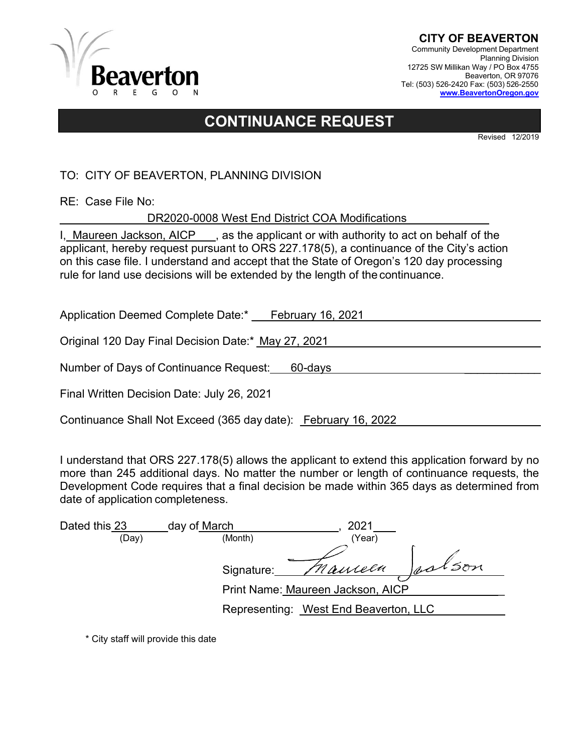**CITY OF BEAVERTON**
Community Development Department
Planning Division
12725 SW Millikan Way / PO Box 4755
Beaverton, OR 97076
Tel: (503) 526-2420 Fax: (503) 526-2550
www.BeavertonOregon.gov

# CONTINUANCE REQUEST

Revised 12/2019

TO: CITY OF BEAVERTON, PLANNING DIVISION

RE: Case File No:

DR2020-0008 West End District COA Modifications

I, Maureen Jackson, AICP, as the applicant or with authority to act on behalf of the applicant, hereby request pursuant to ORS 227.178(5), a continuance of the City's action on this case file. I understand and accept that the State of Oregon's 120 day processing rule for land use decisions will be extended by the length of the continuance.

Application Deemed Complete Date:* February 16, 2021

Original 120 Day Final Decision Date:* May 27, 2021

Number of Days of Continuance Request: 60-days

Final Written Decision Date: July 26, 2021

Continuance Shall Not Exceed (365 day date): February 16, 2022

I understand that ORS 227.178(5) allows the applicant to extend this application forward by no more than 245 additional days. No matter the number or length of continuance requests, the Development Code requires that a final decision be made within 365 days as determined from date of application completeness.

Dated this 23 (Day) day of March (Month), 2021 (Year)

Signature: Maureen Jackson

Print Name: Maureen Jackson, AICP

Representing: West End Beaverton, LLC

\* City staff will provide this date